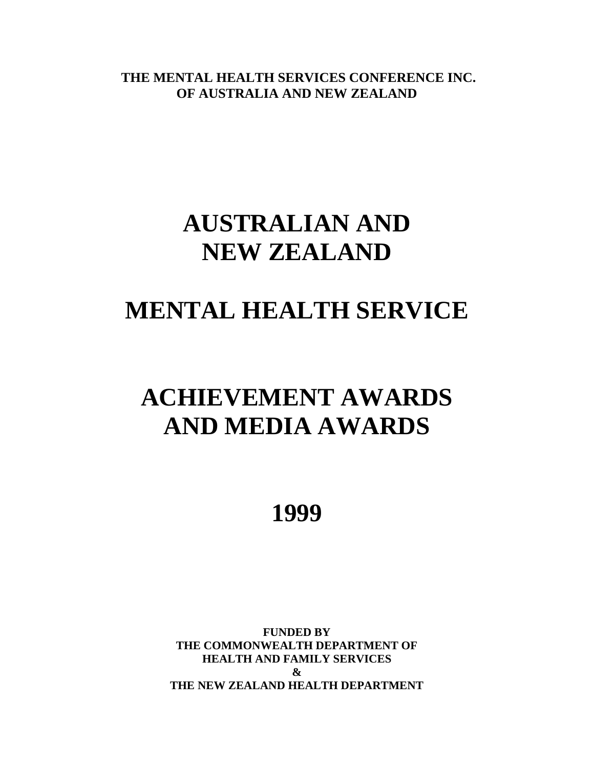**THE MENTAL HEALTH SERVICES CONFERENCE INC.**
**OF AUSTRALIA AND NEW ZEALAND**

# AUSTRALIAN AND NEW ZEALAND

# MENTAL HEALTH SERVICE

# ACHIEVEMENT AWARDS AND MEDIA AWARDS

# 1999

**FUNDED BY**
**THE COMMONWEALTH DEPARTMENT OF HEALTH AND FAMILY SERVICES**
**&**
**THE NEW ZEALAND HEALTH DEPARTMENT**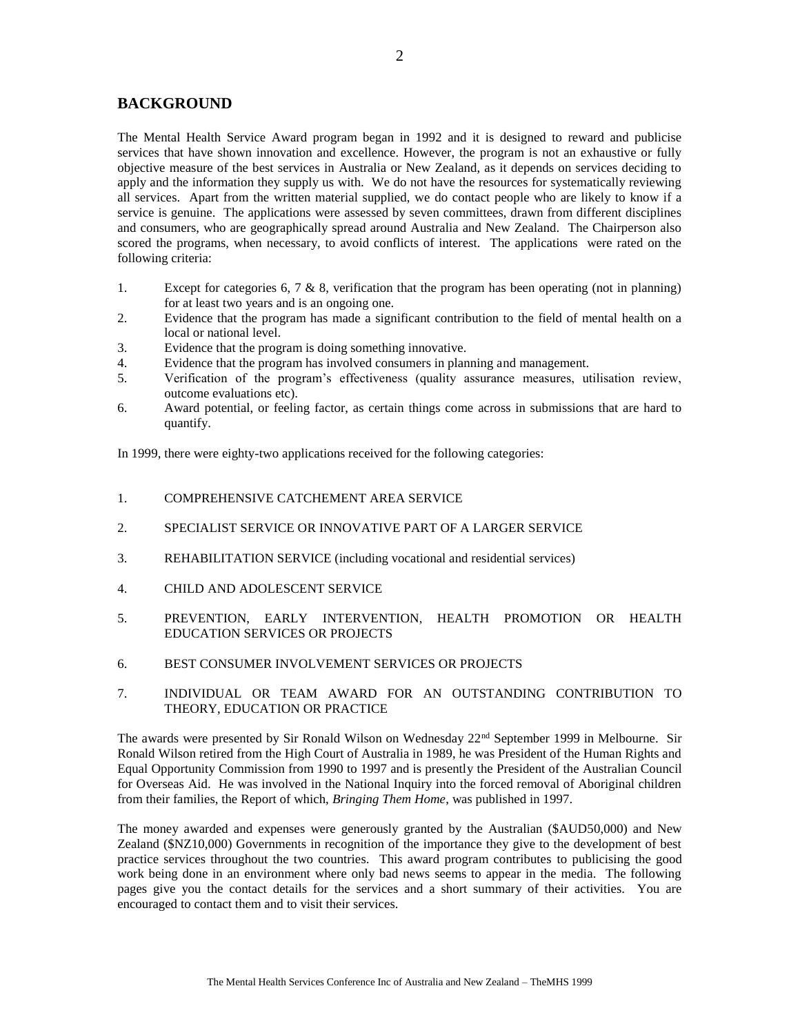## BACKGROUND

The Mental Health Service Award program began in 1992 and it is designed to reward and publicise services that have shown innovation and excellence. However, the program is not an exhaustive or fully objective measure of the best services in Australia or New Zealand, as it depends on services deciding to apply and the information they supply us with. We do not have the resources for systematically reviewing all services. Apart from the written material supplied, we do contact people who are likely to know if a service is genuine. The applications were assessed by seven committees, drawn from different disciplines and consumers, who are geographically spread around Australia and New Zealand. The Chairperson also scored the programs, when necessary, to avoid conflicts of interest. The applications were rated on the following criteria:

1. Except for categories 6, 7 & 8, verification that the program has been operating (not in planning) for at least two years and is an ongoing one.
2. Evidence that the program has made a significant contribution to the field of mental health on a local or national level.
3. Evidence that the program is doing something innovative.
4. Evidence that the program has involved consumers in planning and management.
5. Verification of the program's effectiveness (quality assurance measures, utilisation review, outcome evaluations etc).
6. Award potential, or feeling factor, as certain things come across in submissions that are hard to quantify.

In 1999, there were eighty-two applications received for the following categories:

1. COMPREHENSIVE CATCHEMENT AREA SERVICE
2. SPECIALIST SERVICE OR INNOVATIVE PART OF A LARGER SERVICE
3. REHABILITATION SERVICE (including vocational and residential services)
4. CHILD AND ADOLESCENT SERVICE
5. PREVENTION, EARLY INTERVENTION, HEALTH PROMOTION OR HEALTH EDUCATION SERVICES OR PROJECTS
6. BEST CONSUMER INVOLVEMENT SERVICES OR PROJECTS
7. INDIVIDUAL OR TEAM AWARD FOR AN OUTSTANDING CONTRIBUTION TO THEORY, EDUCATION OR PRACTICE

The awards were presented by Sir Ronald Wilson on Wednesday 22nd September 1999 in Melbourne. Sir Ronald Wilson retired from the High Court of Australia in 1989, he was President of the Human Rights and Equal Opportunity Commission from 1990 to 1997 and is presently the President of the Australian Council for Overseas Aid. He was involved in the National Inquiry into the forced removal of Aboriginal children from their families, the Report of which, *Bringing Them Home*, was published in 1997.

The money awarded and expenses were generously granted by the Australian ($AUD50,000) and New Zealand ($NZ10,000) Governments in recognition of the importance they give to the development of best practice services throughout the two countries. This award program contributes to publicising the good work being done in an environment where only bad news seems to appear in the media. The following pages give you the contact details for the services and a short summary of their activities. You are encouraged to contact them and to visit their services.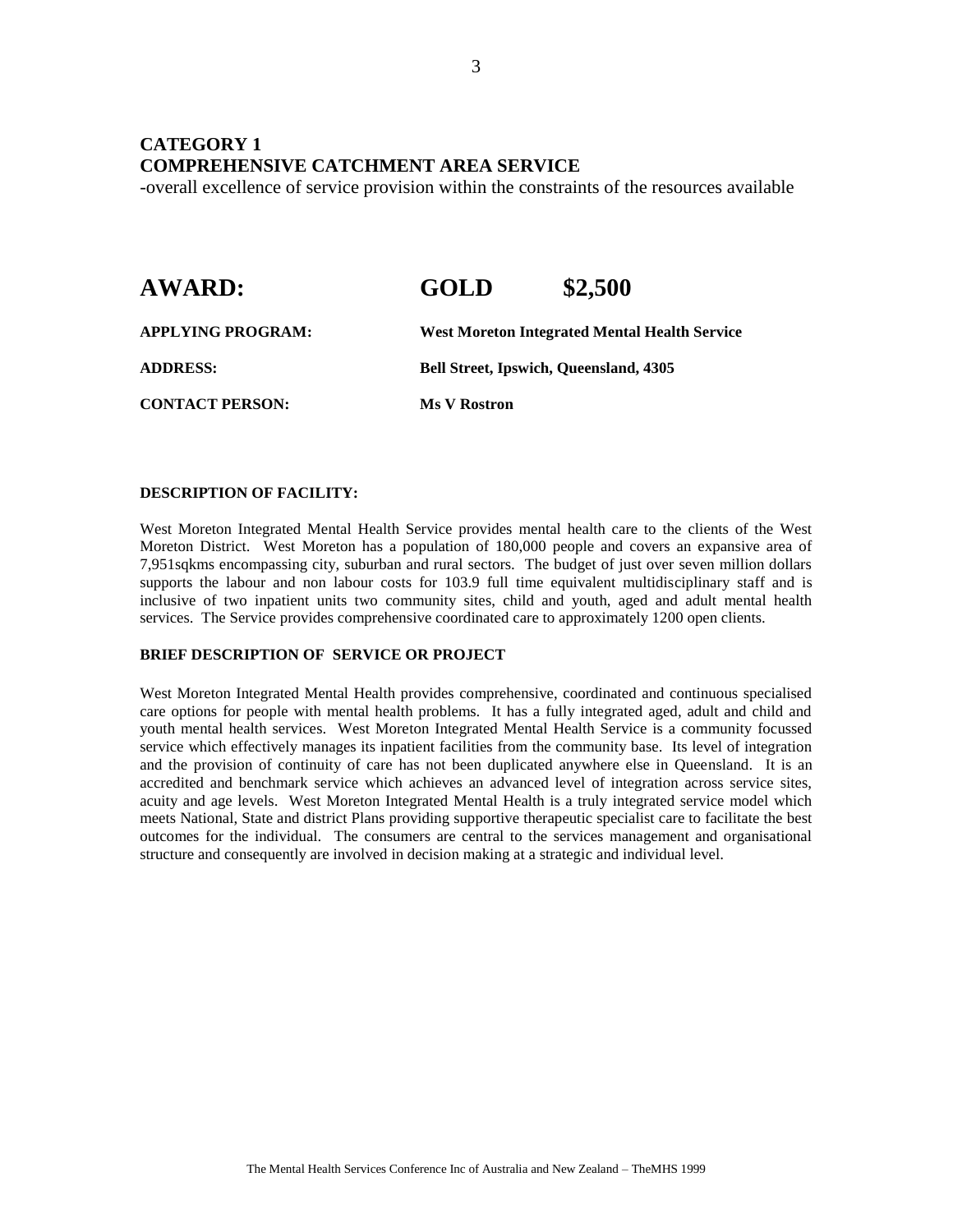## CATEGORY 1
## COMPREHENSIVE CATCHMENT AREA SERVICE

-overall excellence of service provision within the constraints of the resources available

# AWARD: GOLD $2,500

**APPLYING PROGRAM:** **West Moreton Integrated Mental Health Service**

**ADDRESS:** **Bell Street, Ipswich, Queensland, 4305**

**CONTACT PERSON:** **Ms V Rostron**

**DESCRIPTION OF FACILITY:**

West Moreton Integrated Mental Health Service provides mental health care to the clients of the West Moreton District. West Moreton has a population of 180,000 people and covers an expansive area of 7,951sqkms encompassing city, suburban and rural sectors. The budget of just over seven million dollars supports the labour and non labour costs for 103.9 full time equivalent multidisciplinary staff and is inclusive of two inpatient units two community sites, child and youth, aged and adult mental health services. The Service provides comprehensive coordinated care to approximately 1200 open clients.

**BRIEF DESCRIPTION OF SERVICE OR PROJECT**

West Moreton Integrated Mental Health provides comprehensive, coordinated and continuous specialised care options for people with mental health problems. It has a fully integrated aged, adult and child and youth mental health services. West Moreton Integrated Mental Health Service is a community focussed service which effectively manages its inpatient facilities from the community base. Its level of integration and the provision of continuity of care has not been duplicated anywhere else in Queensland. It is an accredited and benchmark service which achieves an advanced level of integration across service sites, acuity and age levels. West Moreton Integrated Mental Health is a truly integrated service model which meets National, State and district Plans providing supportive therapeutic specialist care to facilitate the best outcomes for the individual. The consumers are central to the services management and organisational structure and consequently are involved in decision making at a strategic and individual level.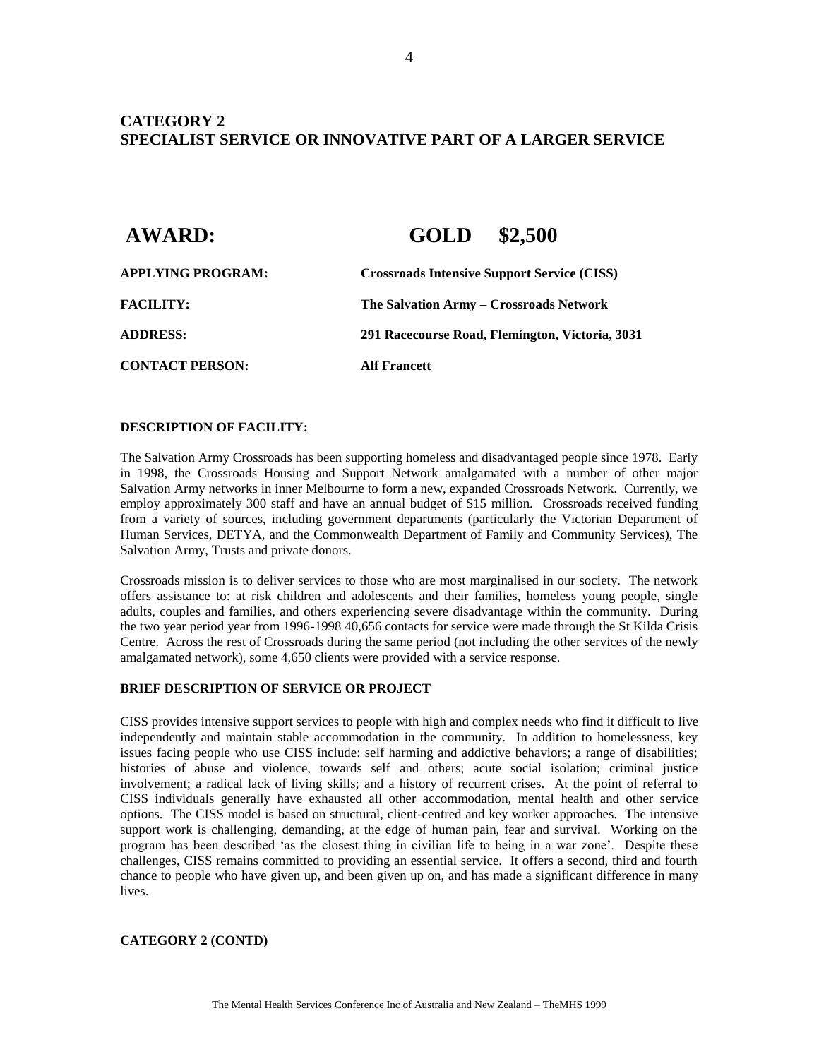## CATEGORY 2
## SPECIALIST SERVICE OR INNOVATIVE PART OF A LARGER SERVICE

## AWARD: GOLD $2,500

**APPLYING PROGRAM:** **Crossroads Intensive Support Service (CISS)**

**FACILITY:** **The Salvation Army – Crossroads Network**

**ADDRESS:** **291 Racecourse Road, Flemington, Victoria, 3031**

**CONTACT PERSON:** **Alf Francett**

### DESCRIPTION OF FACILITY:

The Salvation Army Crossroads has been supporting homeless and disadvantaged people since 1978. Early in 1998, the Crossroads Housing and Support Network amalgamated with a number of other major Salvation Army networks in inner Melbourne to form a new, expanded Crossroads Network. Currently, we employ approximately 300 staff and have an annual budget of $15 million. Crossroads received funding from a variety of sources, including government departments (particularly the Victorian Department of Human Services, DETYA, and the Commonwealth Department of Family and Community Services), The Salvation Army, Trusts and private donors.

Crossroads mission is to deliver services to those who are most marginalised in our society. The network offers assistance to: at risk children and adolescents and their families, homeless young people, single adults, couples and families, and others experiencing severe disadvantage within the community. During the two year period year from 1996-1998 40,656 contacts for service were made through the St Kilda Crisis Centre. Across the rest of Crossroads during the same period (not including the other services of the newly amalgamated network), some 4,650 clients were provided with a service response.

### BRIEF DESCRIPTION OF SERVICE OR PROJECT

CISS provides intensive support services to people with high and complex needs who find it difficult to live independently and maintain stable accommodation in the community. In addition to homelessness, key issues facing people who use CISS include: self harming and addictive behaviors; a range of disabilities; histories of abuse and violence, towards self and others; acute social isolation; criminal justice involvement; a radical lack of living skills; and a history of recurrent crises. At the point of referral to CISS individuals generally have exhausted all other accommodation, mental health and other service options. The CISS model is based on structural, client-centred and key worker approaches. The intensive support work is challenging, demanding, at the edge of human pain, fear and survival. Working on the program has been described 'as the closest thing in civilian life to being in a war zone'. Despite these challenges, CISS remains committed to providing an essential service. It offers a second, third and fourth chance to people who have given up, and been given up on, and has made a significant difference in many lives.

**CATEGORY 2 (CONTD)**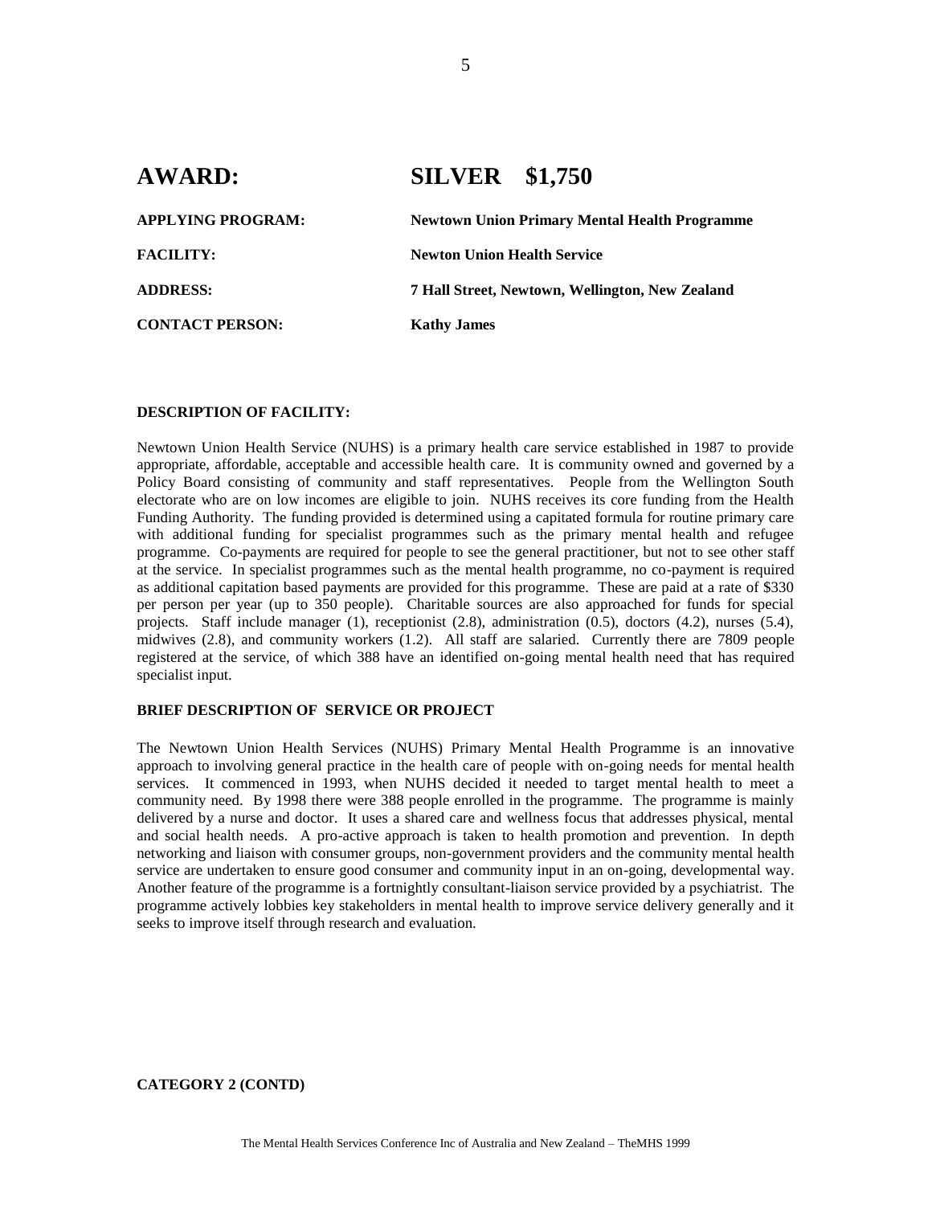## AWARD: SILVER $1,750

**APPLYING PROGRAM:** Newtown Union Primary Mental Health Programme

**FACILITY:** Newton Union Health Service

**ADDRESS:** 7 Hall Street, Newtown, Wellington, New Zealand

**CONTACT PERSON:** Kathy James

### DESCRIPTION OF FACILITY:

Newtown Union Health Service (NUHS) is a primary health care service established in 1987 to provide appropriate, affordable, acceptable and accessible health care. It is community owned and governed by a Policy Board consisting of community and staff representatives. People from the Wellington South electorate who are on low incomes are eligible to join. NUHS receives its core funding from the Health Funding Authority. The funding provided is determined using a capitated formula for routine primary care with additional funding for specialist programmes such as the primary mental health and refugee programme. Co-payments are required for people to see the general practitioner, but not to see other staff at the service. In specialist programmes such as the mental health programme, no co-payment is required as additional capitation based payments are provided for this programme. These are paid at a rate of $330 per person per year (up to 350 people). Charitable sources are also approached for funds for special projects. Staff include manager (1), receptionist (2.8), administration (0.5), doctors (4.2), nurses (5.4), midwives (2.8), and community workers (1.2). All staff are salaried. Currently there are 7809 people registered at the service, of which 388 have an identified on-going mental health need that has required specialist input.

### BRIEF DESCRIPTION OF SERVICE OR PROJECT

The Newtown Union Health Services (NUHS) Primary Mental Health Programme is an innovative approach to involving general practice in the health care of people with on-going needs for mental health services. It commenced in 1993, when NUHS decided it needed to target mental health to meet a community need. By 1998 there were 388 people enrolled in the programme. The programme is mainly delivered by a nurse and doctor. It uses a shared care and wellness focus that addresses physical, mental and social health needs. A pro-active approach is taken to health promotion and prevention. In depth networking and liaison with consumer groups, non-government providers and the community mental health service are undertaken to ensure good consumer and community input in an on-going, developmental way. Another feature of the programme is a fortnightly consultant-liaison service provided by a psychiatrist. The programme actively lobbies key stakeholders in mental health to improve service delivery generally and it seeks to improve itself through research and evaluation.

**CATEGORY 2 (CONTD)**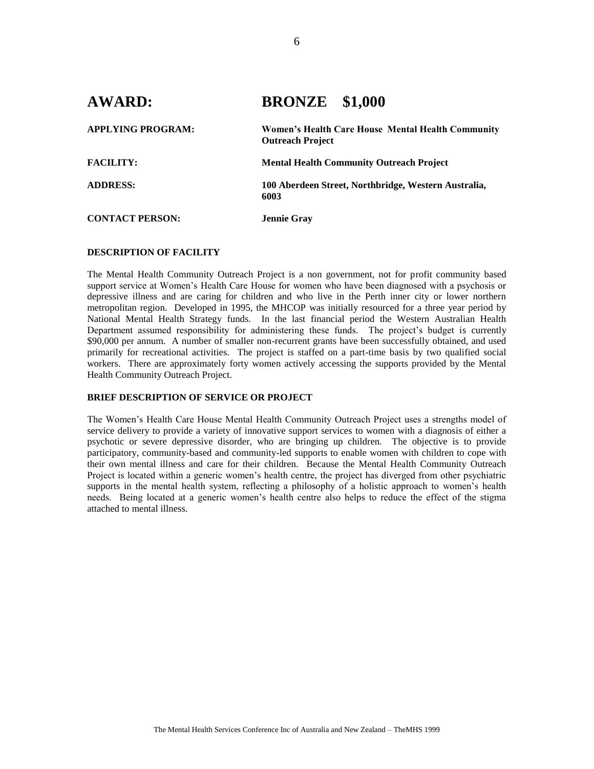# AWARD: BRONZE $1,000

**APPLYING PROGRAM:** **Women's Health Care House Mental Health Community Outreach Project**

**FACILITY:** **Mental Health Community Outreach Project**

**ADDRESS:** **100 Aberdeen Street, Northbridge, Western Australia, 6003**

**CONTACT PERSON:** **Jennie Gray**

### DESCRIPTION OF FACILITY

The Mental Health Community Outreach Project is a non government, not for profit community based support service at Women's Health Care House for women who have been diagnosed with a psychosis or depressive illness and are caring for children and who live in the Perth inner city or lower northern metropolitan region. Developed in 1995, the MHCOP was initially resourced for a three year period by National Mental Health Strategy funds. In the last financial period the Western Australian Health Department assumed responsibility for administering these funds. The project's budget is currently $90,000 per annum. A number of smaller non-recurrent grants have been successfully obtained, and used primarily for recreational activities. The project is staffed on a part-time basis by two qualified social workers. There are approximately forty women actively accessing the supports provided by the Mental Health Community Outreach Project.

### BRIEF DESCRIPTION OF SERVICE OR PROJECT

The Women's Health Care House Mental Health Community Outreach Project uses a strengths model of service delivery to provide a variety of innovative support services to women with a diagnosis of either a psychotic or severe depressive disorder, who are bringing up children. The objective is to provide participatory, community-based and community-led supports to enable women with children to cope with their own mental illness and care for their children. Because the Mental Health Community Outreach Project is located within a generic women's health centre, the project has diverged from other psychiatric supports in the mental health system, reflecting a philosophy of a holistic approach to women's health needs. Being located at a generic women's health centre also helps to reduce the effect of the stigma attached to mental illness.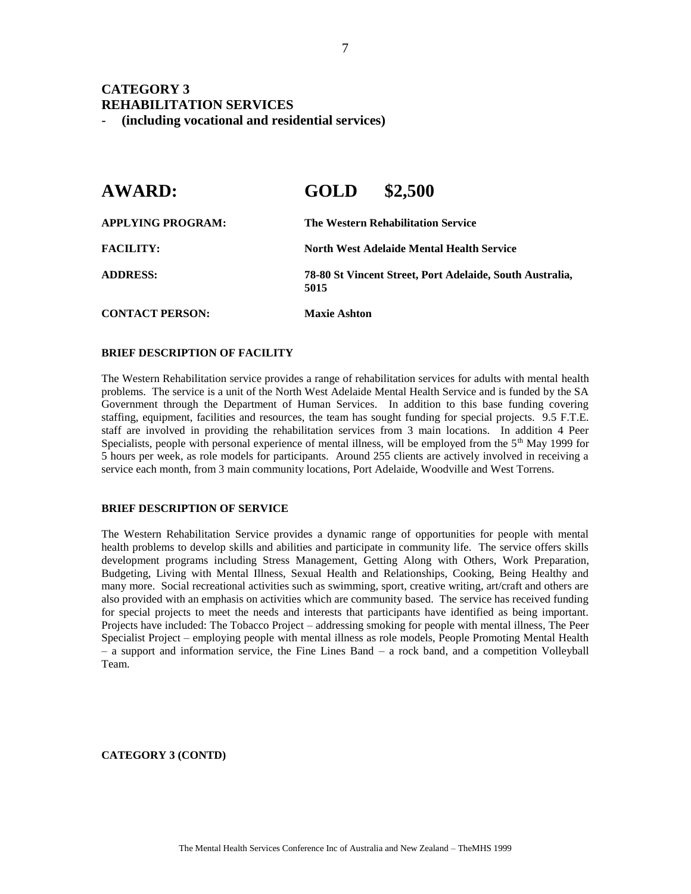## CATEGORY 3
## REHABILITATION SERVICES
- **(including vocational and residential services)**

| **AWARD:** | **GOLD $2,500** |
|---|---|
| **APPLYING PROGRAM:** | **The Western Rehabilitation Service** |
| **FACILITY:** | **North West Adelaide Mental Health Service** |
| **ADDRESS:** | **78-80 St Vincent Street, Port Adelaide, South Australia, 5015** |
| **CONTACT PERSON:** | **Maxie Ashton** |

**BRIEF DESCRIPTION OF FACILITY**

The Western Rehabilitation service provides a range of rehabilitation services for adults with mental health problems. The service is a unit of the North West Adelaide Mental Health Service and is funded by the SA Government through the Department of Human Services. In addition to this base funding covering staffing, equipment, facilities and resources, the team has sought funding for special projects. 9.5 F.T.E. staff are involved in providing the rehabilitation services from 3 main locations. In addition 4 Peer Specialists, people with personal experience of mental illness, will be employed from the 5th May 1999 for 5 hours per week, as role models for participants. Around 255 clients are actively involved in receiving a service each month, from 3 main community locations, Port Adelaide, Woodville and West Torrens.

**BRIEF DESCRIPTION OF SERVICE**

The Western Rehabilitation Service provides a dynamic range of opportunities for people with mental health problems to develop skills and abilities and participate in community life. The service offers skills development programs including Stress Management, Getting Along with Others, Work Preparation, Budgeting, Living with Mental Illness, Sexual Health and Relationships, Cooking, Being Healthy and many more. Social recreational activities such as swimming, sport, creative writing, art/craft and others are also provided with an emphasis on activities which are community based. The service has received funding for special projects to meet the needs and interests that participants have identified as being important. Projects have included: The Tobacco Project – addressing smoking for people with mental illness, The Peer Specialist Project – employing people with mental illness as role models, People Promoting Mental Health – a support and information service, the Fine Lines Band – a rock band, and a competition Volleyball Team.

**CATEGORY 3 (CONTD)**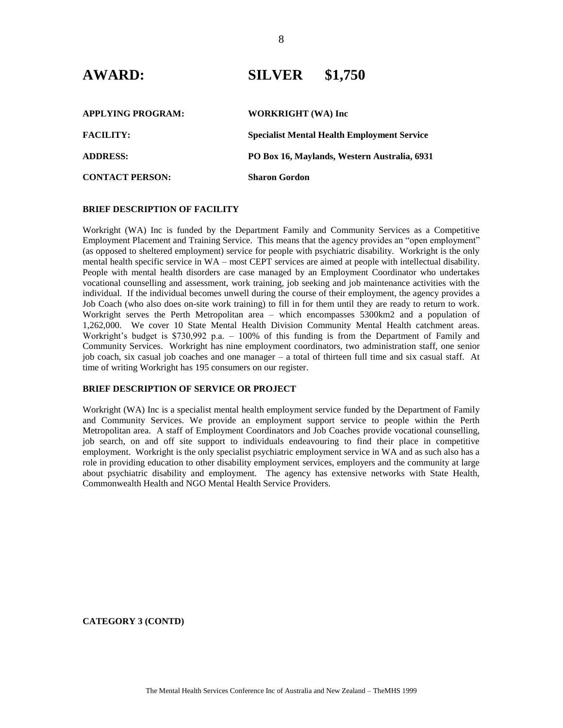# AWARD: SILVER $1,750

**APPLYING PROGRAM:** WORKRIGHT (WA) Inc

**FACILITY:** Specialist Mental Health Employment Service

**ADDRESS:** PO Box 16, Maylands, Western Australia, 6931

**CONTACT PERSON:** Sharon Gordon

**BRIEF DESCRIPTION OF FACILITY**

Workright (WA) Inc is funded by the Department Family and Community Services as a Competitive Employment Placement and Training Service. This means that the agency provides an "open employment" (as opposed to sheltered employment) service for people with psychiatric disability. Workright is the only mental health specific service in WA – most CEPT services are aimed at people with intellectual disability. People with mental health disorders are case managed by an Employment Coordinator who undertakes vocational counselling and assessment, work training, job seeking and job maintenance activities with the individual. If the individual becomes unwell during the course of their employment, the agency provides a Job Coach (who also does on-site work training) to fill in for them until they are ready to return to work. Workright serves the Perth Metropolitan area – which encompasses 5300km2 and a population of 1,262,000. We cover 10 State Mental Health Division Community Mental Health catchment areas. Workright's budget is $730,992 p.a. – 100% of this funding is from the Department of Family and Community Services. Workright has nine employment coordinators, two administration staff, one senior job coach, six casual job coaches and one manager – a total of thirteen full time and six casual staff. At time of writing Workright has 195 consumers on our register.

**BRIEF DESCRIPTION OF SERVICE OR PROJECT**

Workright (WA) Inc is a specialist mental health employment service funded by the Department of Family and Community Services. We provide an employment support service to people within the Perth Metropolitan area. A staff of Employment Coordinators and Job Coaches provide vocational counselling, job search, on and off site support to individuals endeavouring to find their place in competitive employment. Workright is the only specialist psychiatric employment service in WA and as such also has a role in providing education to other disability employment services, employers and the community at large about psychiatric disability and employment. The agency has extensive networks with State Health, Commonwealth Health and NGO Mental Health Service Providers.

**CATEGORY 3 (CONTD)**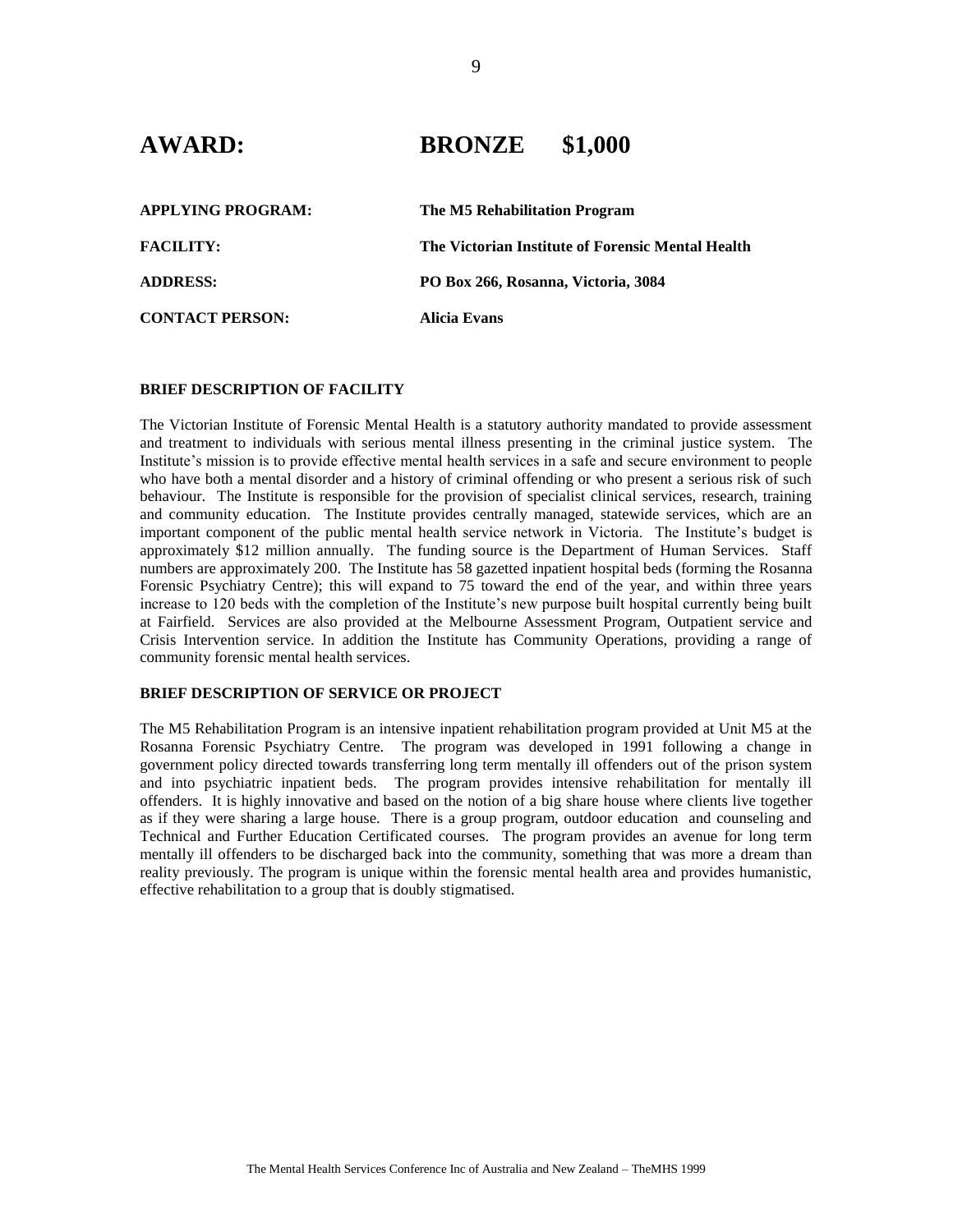# AWARD: BRONZE $1,000

**APPLYING PROGRAM:** The M5 Rehabilitation Program

**FACILITY:** The Victorian Institute of Forensic Mental Health

**ADDRESS:** PO Box 266, Rosanna, Victoria, 3084

**CONTACT PERSON:** Alicia Evans

### BRIEF DESCRIPTION OF FACILITY

The Victorian Institute of Forensic Mental Health is a statutory authority mandated to provide assessment and treatment to individuals with serious mental illness presenting in the criminal justice system. The Institute's mission is to provide effective mental health services in a safe and secure environment to people who have both a mental disorder and a history of criminal offending or who present a serious risk of such behaviour. The Institute is responsible for the provision of specialist clinical services, research, training and community education. The Institute provides centrally managed, statewide services, which are an important component of the public mental health service network in Victoria. The Institute's budget is approximately $12 million annually. The funding source is the Department of Human Services. Staff numbers are approximately 200. The Institute has 58 gazetted inpatient hospital beds (forming the Rosanna Forensic Psychiatry Centre); this will expand to 75 toward the end of the year, and within three years increase to 120 beds with the completion of the Institute's new purpose built hospital currently being built at Fairfield. Services are also provided at the Melbourne Assessment Program, Outpatient service and Crisis Intervention service. In addition the Institute has Community Operations, providing a range of community forensic mental health services.

### BRIEF DESCRIPTION OF SERVICE OR PROJECT

The M5 Rehabilitation Program is an intensive inpatient rehabilitation program provided at Unit M5 at the Rosanna Forensic Psychiatry Centre. The program was developed in 1991 following a change in government policy directed towards transferring long term mentally ill offenders out of the prison system and into psychiatric inpatient beds. The program provides intensive rehabilitation for mentally ill offenders. It is highly innovative and based on the notion of a big share house where clients live together as if they were sharing a large house. There is a group program, outdoor education and counseling and Technical and Further Education Certificated courses. The program provides an avenue for long term mentally ill offenders to be discharged back into the community, something that was more a dream than reality previously. The program is unique within the forensic mental health area and provides humanistic, effective rehabilitation to a group that is doubly stigmatised.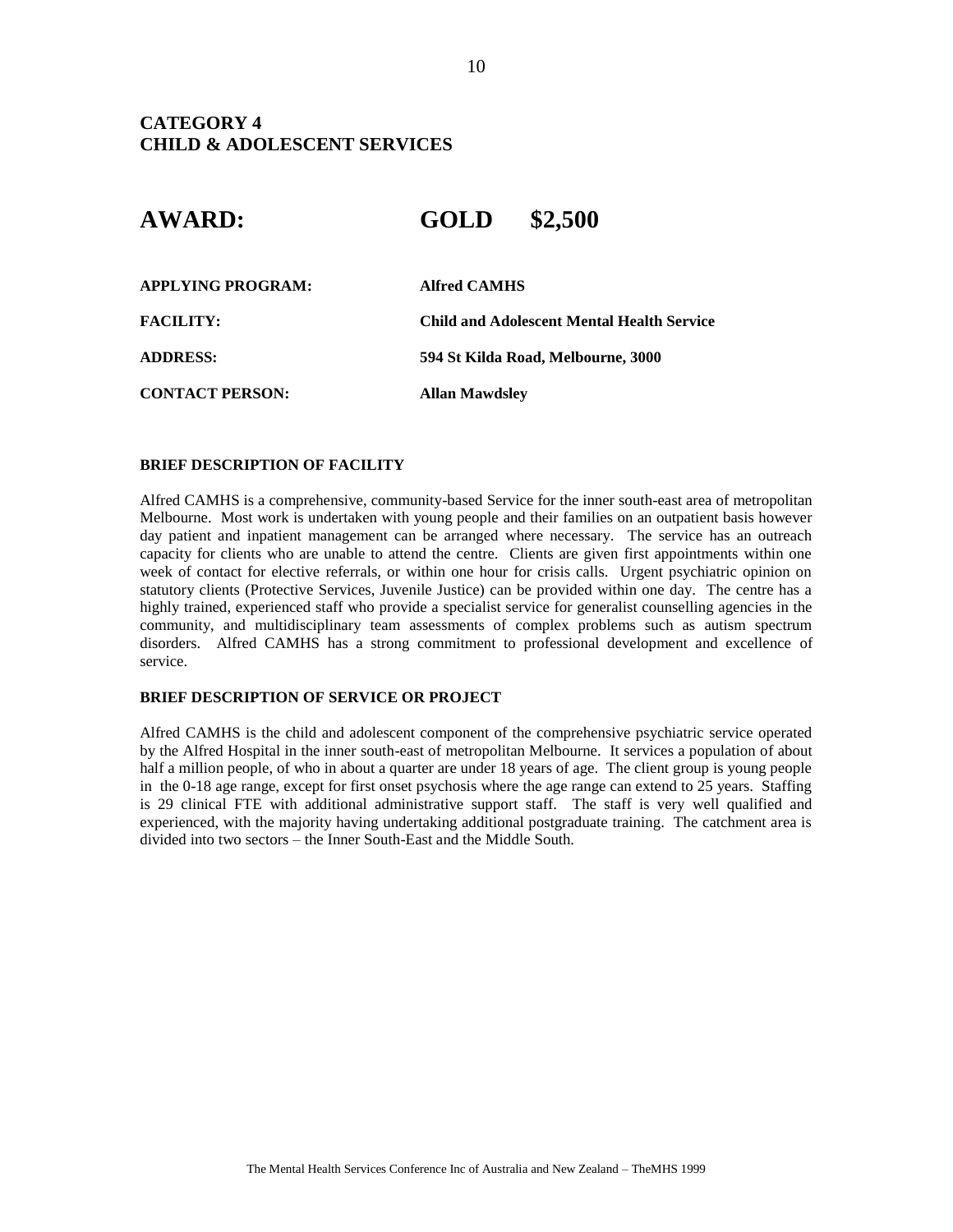## CATEGORY 4
## CHILD & ADOLESCENT SERVICES

# AWARD: GOLD $2,500

**APPLYING PROGRAM:** **Alfred CAMHS**

**FACILITY:** **Child and Adolescent Mental Health Service**

**ADDRESS:** **594 St Kilda Road, Melbourne, 3000**

**CONTACT PERSON:** **Allan Mawdsley**

### BRIEF DESCRIPTION OF FACILITY

Alfred CAMHS is a comprehensive, community-based Service for the inner south-east area of metropolitan Melbourne. Most work is undertaken with young people and their families on an outpatient basis however day patient and inpatient management can be arranged where necessary. The service has an outreach capacity for clients who are unable to attend the centre. Clients are given first appointments within one week of contact for elective referrals, or within one hour for crisis calls. Urgent psychiatric opinion on statutory clients (Protective Services, Juvenile Justice) can be provided within one day. The centre has a highly trained, experienced staff who provide a specialist service for generalist counselling agencies in the community, and multidisciplinary team assessments of complex problems such as autism spectrum disorders. Alfred CAMHS has a strong commitment to professional development and excellence of service.

### BRIEF DESCRIPTION OF SERVICE OR PROJECT

Alfred CAMHS is the child and adolescent component of the comprehensive psychiatric service operated by the Alfred Hospital in the inner south-east of metropolitan Melbourne. It services a population of about half a million people, of who in about a quarter are under 18 years of age. The client group is young people in the 0-18 age range, except for first onset psychosis where the age range can extend to 25 years. Staffing is 29 clinical FTE with additional administrative support staff. The staff is very well qualified and experienced, with the majority having undertaking additional postgraduate training. The catchment area is divided into two sectors – the Inner South-East and the Middle South.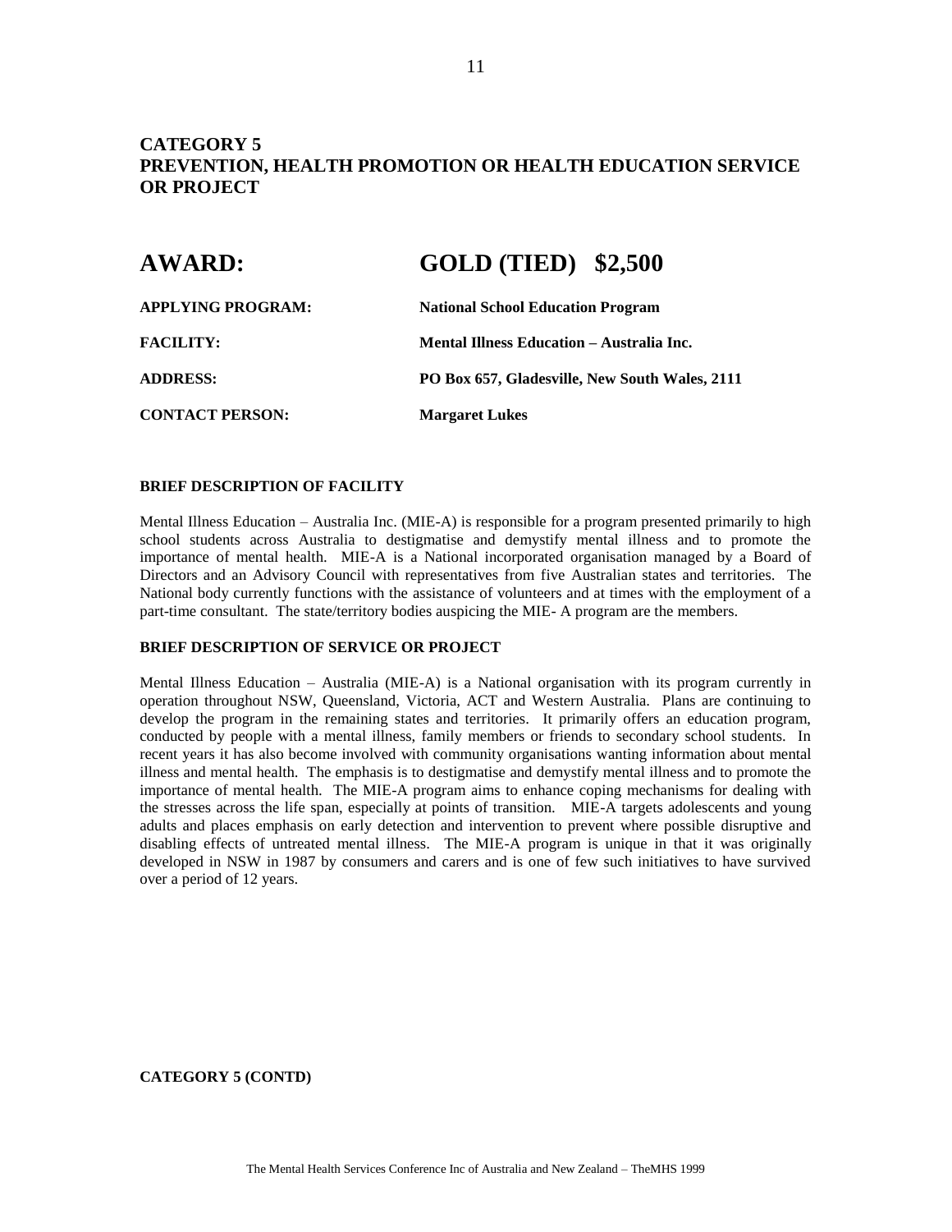## CATEGORY 5
## PREVENTION, HEALTH PROMOTION OR HEALTH EDUCATION SERVICE OR PROJECT

| | |
|---|---|
| **AWARD:** | **GOLD (TIED) $2,500** |
| **APPLYING PROGRAM:** | **National School Education Program** |
| **FACILITY:** | **Mental Illness Education – Australia Inc.** |
| **ADDRESS:** | **PO Box 657, Gladesville, New South Wales, 2111** |
| **CONTACT PERSON:** | **Margaret Lukes** |

### BRIEF DESCRIPTION OF FACILITY

Mental Illness Education – Australia Inc. (MIE-A) is responsible for a program presented primarily to high school students across Australia to destigmatise and demystify mental illness and to promote the importance of mental health. MIE-A is a National incorporated organisation managed by a Board of Directors and an Advisory Council with representatives from five Australian states and territories. The National body currently functions with the assistance of volunteers and at times with the employment of a part-time consultant. The state/territory bodies auspicing the MIE- A program are the members.

### BRIEF DESCRIPTION OF SERVICE OR PROJECT

Mental Illness Education – Australia (MIE-A) is a National organisation with its program currently in operation throughout NSW, Queensland, Victoria, ACT and Western Australia. Plans are continuing to develop the program in the remaining states and territories. It primarily offers an education program, conducted by people with a mental illness, family members or friends to secondary school students. In recent years it has also become involved with community organisations wanting information about mental illness and mental health. The emphasis is to destigmatise and demystify mental illness and to promote the importance of mental health. The MIE-A program aims to enhance coping mechanisms for dealing with the stresses across the life span, especially at points of transition. MIE-A targets adolescents and young adults and places emphasis on early detection and intervention to prevent where possible disruptive and disabling effects of untreated mental illness. The MIE-A program is unique in that it was originally developed in NSW in 1987 by consumers and carers and is one of few such initiatives to have survived over a period of 12 years.

**CATEGORY 5 (CONTD)**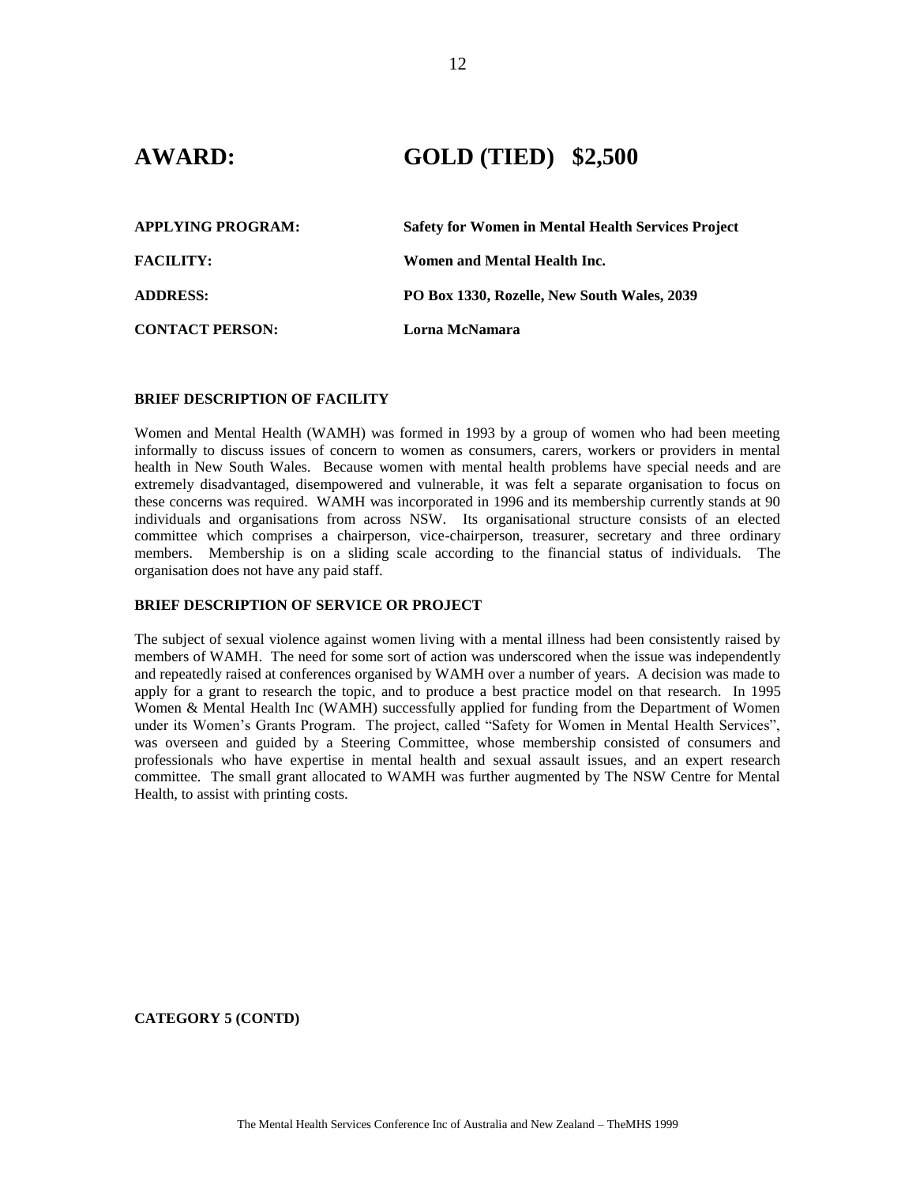# AWARD: GOLD (TIED) $2,500

**APPLYING PROGRAM:** **Safety for Women in Mental Health Services Project**

**FACILITY:** **Women and Mental Health Inc.**

**ADDRESS:** **PO Box 1330, Rozelle, New South Wales, 2039**

**CONTACT PERSON:** **Lorna McNamara**

### BRIEF DESCRIPTION OF FACILITY

Women and Mental Health (WAMH) was formed in 1993 by a group of women who had been meeting informally to discuss issues of concern to women as consumers, carers, workers or providers in mental health in New South Wales. Because women with mental health problems have special needs and are extremely disadvantaged, disempowered and vulnerable, it was felt a separate organisation to focus on these concerns was required. WAMH was incorporated in 1996 and its membership currently stands at 90 individuals and organisations from across NSW. Its organisational structure consists of an elected committee which comprises a chairperson, vice-chairperson, treasurer, secretary and three ordinary members. Membership is on a sliding scale according to the financial status of individuals. The organisation does not have any paid staff.

### BRIEF DESCRIPTION OF SERVICE OR PROJECT

The subject of sexual violence against women living with a mental illness had been consistently raised by members of WAMH. The need for some sort of action was underscored when the issue was independently and repeatedly raised at conferences organised by WAMH over a number of years. A decision was made to apply for a grant to research the topic, and to produce a best practice model on that research. In 1995 Women & Mental Health Inc (WAMH) successfully applied for funding from the Department of Women under its Women's Grants Program. The project, called "Safety for Women in Mental Health Services", was overseen and guided by a Steering Committee, whose membership consisted of consumers and professionals who have expertise in mental health and sexual assault issues, and an expert research committee. The small grant allocated to WAMH was further augmented by The NSW Centre for Mental Health, to assist with printing costs.

**CATEGORY 5 (CONTD)**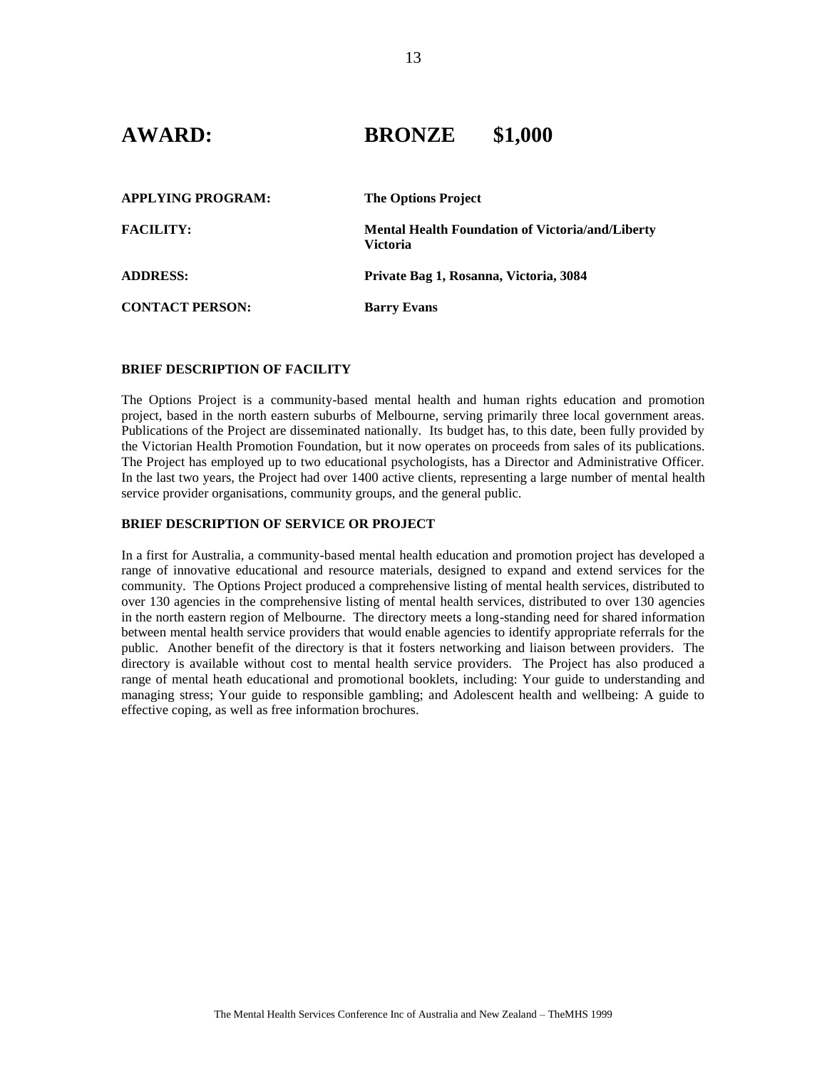## AWARD: BRONZE $1,000

**APPLYING PROGRAM:** **The Options Project**

**FACILITY:** **Mental Health Foundation of Victoria/and/Liberty Victoria**

**ADDRESS:** **Private Bag 1, Rosanna, Victoria, 3084**

**CONTACT PERSON:** **Barry Evans**

### BRIEF DESCRIPTION OF FACILITY

The Options Project is a community-based mental health and human rights education and promotion project, based in the north eastern suburbs of Melbourne, serving primarily three local government areas. Publications of the Project are disseminated nationally. Its budget has, to this date, been fully provided by the Victorian Health Promotion Foundation, but it now operates on proceeds from sales of its publications. The Project has employed up to two educational psychologists, has a Director and Administrative Officer. In the last two years, the Project had over 1400 active clients, representing a large number of mental health service provider organisations, community groups, and the general public.

### BRIEF DESCRIPTION OF SERVICE OR PROJECT

In a first for Australia, a community-based mental health education and promotion project has developed a range of innovative educational and resource materials, designed to expand and extend services for the community. The Options Project produced a comprehensive listing of mental health services, distributed to over 130 agencies in the comprehensive listing of mental health services, distributed to over 130 agencies in the north eastern region of Melbourne. The directory meets a long-standing need for shared information between mental health service providers that would enable agencies to identify appropriate referrals for the public. Another benefit of the directory is that it fosters networking and liaison between providers. The directory is available without cost to mental health service providers. The Project has also produced a range of mental heath educational and promotional booklets, including: Your guide to understanding and managing stress; Your guide to responsible gambling; and Adolescent health and wellbeing: A guide to effective coping, as well as free information brochures.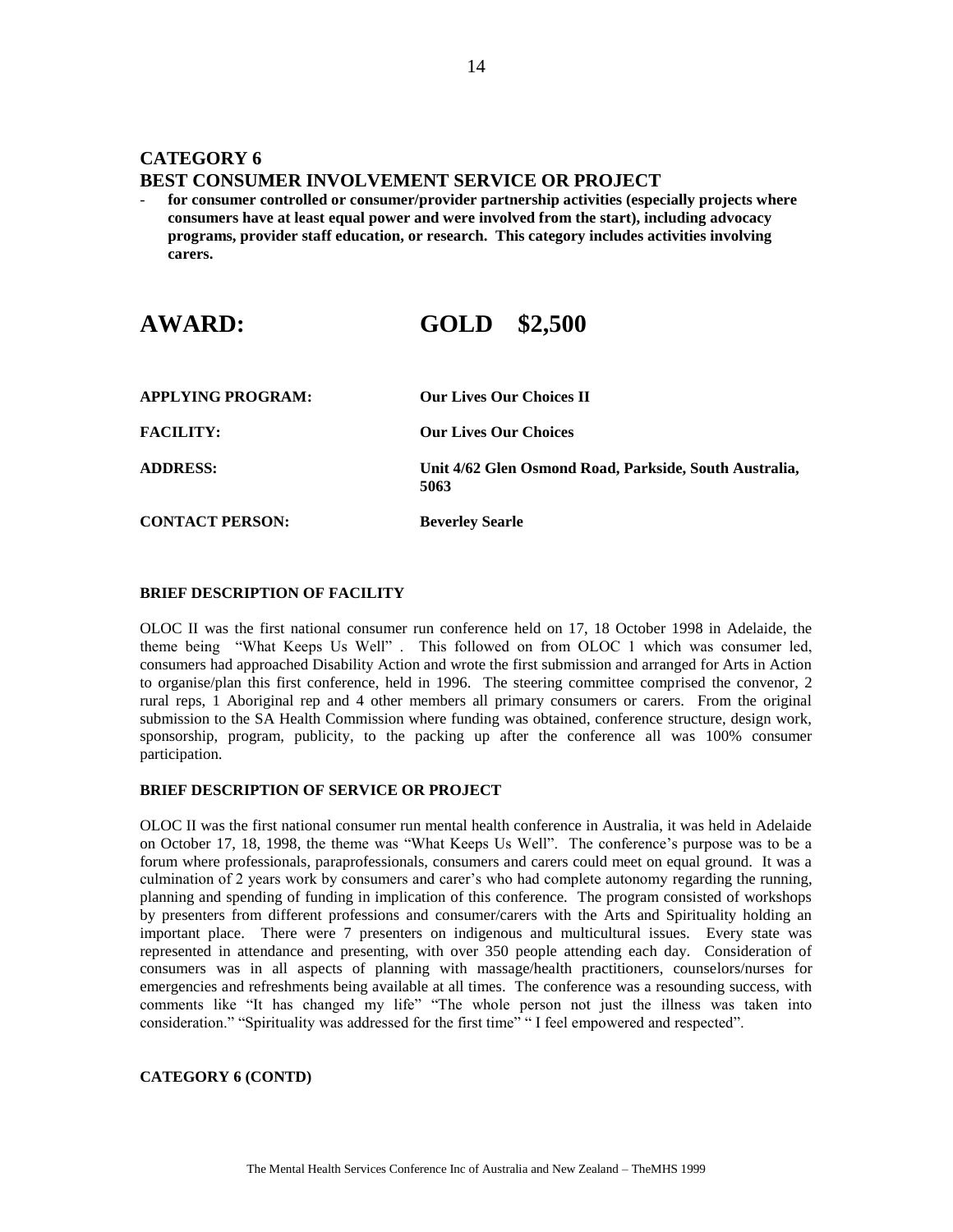## CATEGORY 6
## BEST CONSUMER INVOLVEMENT SERVICE OR PROJECT

- **for consumer controlled or consumer/provider partnership activities (especially projects where consumers have at least equal power and were involved from the start), including advocacy programs, provider staff education, or research. This category includes activities involving carers.**

# AWARD: GOLD $2,500

| | |
|---|---|
| **APPLYING PROGRAM:** | **Our Lives Our Choices II** |
| **FACILITY:** | **Our Lives Our Choices** |
| **ADDRESS:** | **Unit 4/62 Glen Osmond Road, Parkside, South Australia, 5063** |
| **CONTACT PERSON:** | **Beverley Searle** |

### BRIEF DESCRIPTION OF FACILITY

OLOC II was the first national consumer run conference held on 17, 18 October 1998 in Adelaide, the theme being "What Keeps Us Well" . This followed on from OLOC 1 which was consumer led, consumers had approached Disability Action and wrote the first submission and arranged for Arts in Action to organise/plan this first conference, held in 1996. The steering committee comprised the convenor, 2 rural reps, 1 Aboriginal rep and 4 other members all primary consumers or carers. From the original submission to the SA Health Commission where funding was obtained, conference structure, design work, sponsorship, program, publicity, to the packing up after the conference all was 100% consumer participation.

### BRIEF DESCRIPTION OF SERVICE OR PROJECT

OLOC II was the first national consumer run mental health conference in Australia, it was held in Adelaide on October 17, 18, 1998, the theme was "What Keeps Us Well". The conference's purpose was to be a forum where professionals, paraprofessionals, consumers and carers could meet on equal ground. It was a culmination of 2 years work by consumers and carer's who had complete autonomy regarding the running, planning and spending of funding in implication of this conference. The program consisted of workshops by presenters from different professions and consumer/carers with the Arts and Spirituality holding an important place. There were 7 presenters on indigenous and multicultural issues. Every state was represented in attendance and presenting, with over 350 people attending each day. Consideration of consumers was in all aspects of planning with massage/health practitioners, counselors/nurses for emergencies and refreshments being available at all times. The conference was a resounding success, with comments like "It has changed my life" "The whole person not just the illness was taken into consideration." "Spirituality was addressed for the first time" " I feel empowered and respected".

### CATEGORY 6 (CONTD)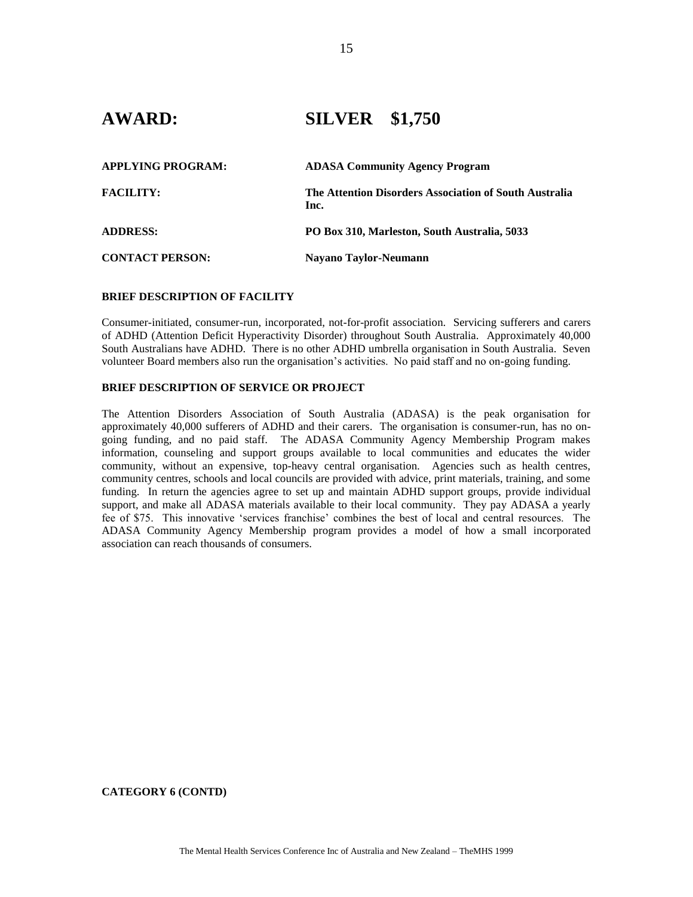# AWARD: SILVER $1,750

**APPLYING PROGRAM:** **ADASA Community Agency Program**

**FACILITY:** **The Attention Disorders Association of South Australia Inc.**

**ADDRESS:** **PO Box 310, Marleston, South Australia, 5033**

**CONTACT PERSON:** **Nayano Taylor-Neumann**

**BRIEF DESCRIPTION OF FACILITY**

Consumer-initiated, consumer-run, incorporated, not-for-profit association. Servicing sufferers and carers of ADHD (Attention Deficit Hyperactivity Disorder) throughout South Australia. Approximately 40,000 South Australians have ADHD. There is no other ADHD umbrella organisation in South Australia. Seven volunteer Board members also run the organisation's activities. No paid staff and no on-going funding.

**BRIEF DESCRIPTION OF SERVICE OR PROJECT**

The Attention Disorders Association of South Australia (ADASA) is the peak organisation for approximately 40,000 sufferers of ADHD and their carers. The organisation is consumer-run, has no on-going funding, and no paid staff. The ADASA Community Agency Membership Program makes information, counseling and support groups available to local communities and educates the wider community, without an expensive, top-heavy central organisation. Agencies such as health centres, community centres, schools and local councils are provided with advice, print materials, training, and some funding. In return the agencies agree to set up and maintain ADHD support groups, provide individual support, and make all ADASA materials available to their local community. They pay ADASA a yearly fee of $75. This innovative 'services franchise' combines the best of local and central resources. The ADASA Community Agency Membership program provides a model of how a small incorporated association can reach thousands of consumers.

**CATEGORY 6 (CONTD)**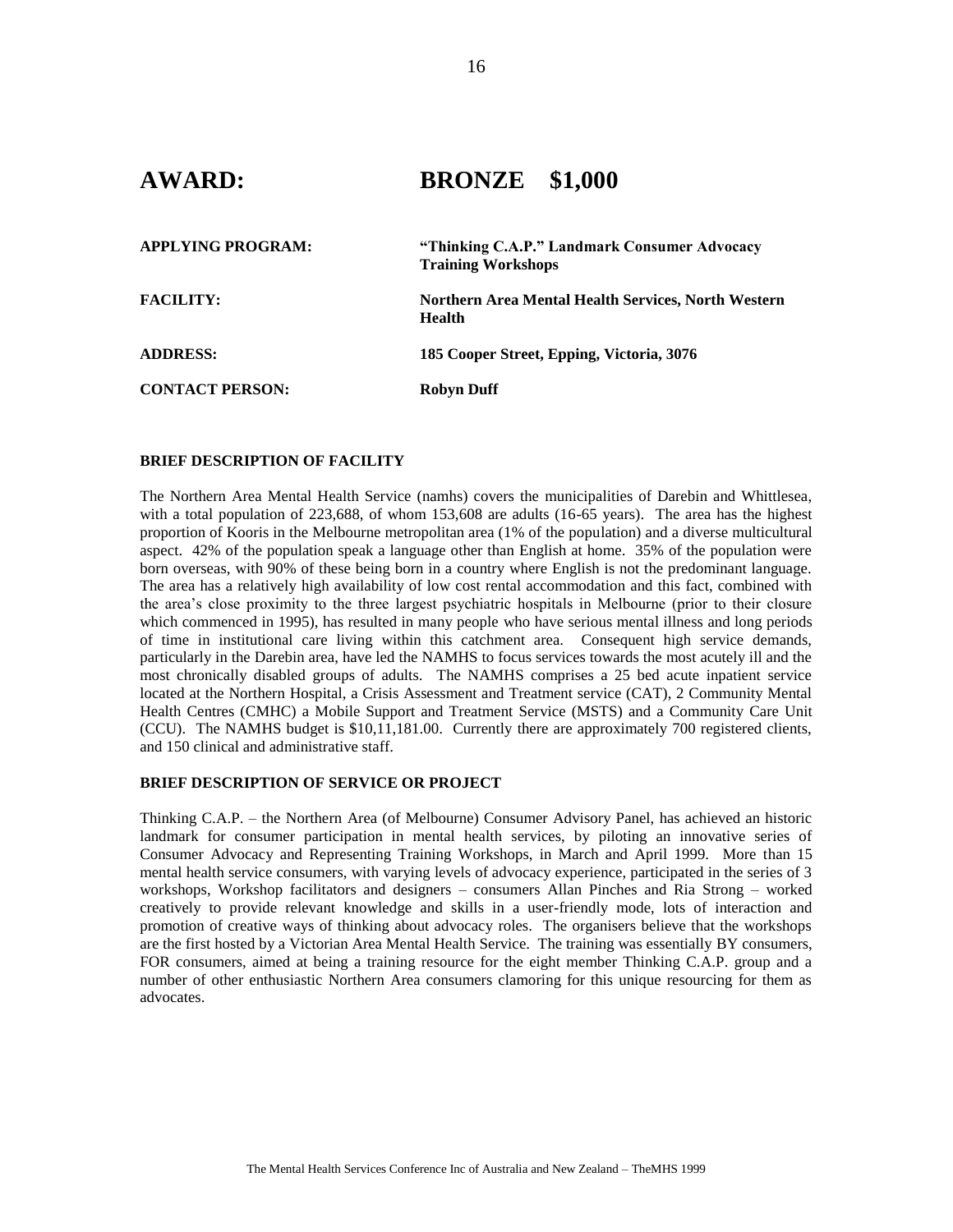# AWARD: BRONZE $1,000

| | |
|---|---|
| **APPLYING PROGRAM:** | **"Thinking C.A.P." Landmark Consumer Advocacy Training Workshops** |
| **FACILITY:** | **Northern Area Mental Health Services, North Western Health** |
| **ADDRESS:** | **185 Cooper Street, Epping, Victoria, 3076** |
| **CONTACT PERSON:** | **Robyn Duff** |

## BRIEF DESCRIPTION OF FACILITY

The Northern Area Mental Health Service (namhs) covers the municipalities of Darebin and Whittlesea, with a total population of 223,688, of whom 153,608 are adults (16-65 years). The area has the highest proportion of Kooris in the Melbourne metropolitan area (1% of the population) and a diverse multicultural aspect. 42% of the population speak a language other than English at home. 35% of the population were born overseas, with 90% of these being born in a country where English is not the predominant language. The area has a relatively high availability of low cost rental accommodation and this fact, combined with the area's close proximity to the three largest psychiatric hospitals in Melbourne (prior to their closure which commenced in 1995), has resulted in many people who have serious mental illness and long periods of time in institutional care living within this catchment area. Consequent high service demands, particularly in the Darebin area, have led the NAMHS to focus services towards the most acutely ill and the most chronically disabled groups of adults. The NAMHS comprises a 25 bed acute inpatient service located at the Northern Hospital, a Crisis Assessment and Treatment service (CAT), 2 Community Mental Health Centres (CMHC) a Mobile Support and Treatment Service (MSTS) and a Community Care Unit (CCU). The NAMHS budget is $10,11,181.00. Currently there are approximately 700 registered clients, and 150 clinical and administrative staff.

## BRIEF DESCRIPTION OF SERVICE OR PROJECT

Thinking C.A.P. – the Northern Area (of Melbourne) Consumer Advisory Panel, has achieved an historic landmark for consumer participation in mental health services, by piloting an innovative series of Consumer Advocacy and Representing Training Workshops, in March and April 1999. More than 15 mental health service consumers, with varying levels of advocacy experience, participated in the series of 3 workshops, Workshop facilitators and designers – consumers Allan Pinches and Ria Strong – worked creatively to provide relevant knowledge and skills in a user-friendly mode, lots of interaction and promotion of creative ways of thinking about advocacy roles. The organisers believe that the workshops are the first hosted by a Victorian Area Mental Health Service. The training was essentially BY consumers, FOR consumers, aimed at being a training resource for the eight member Thinking C.A.P. group and a number of other enthusiastic Northern Area consumers clamoring for this unique resourcing for them as advocates.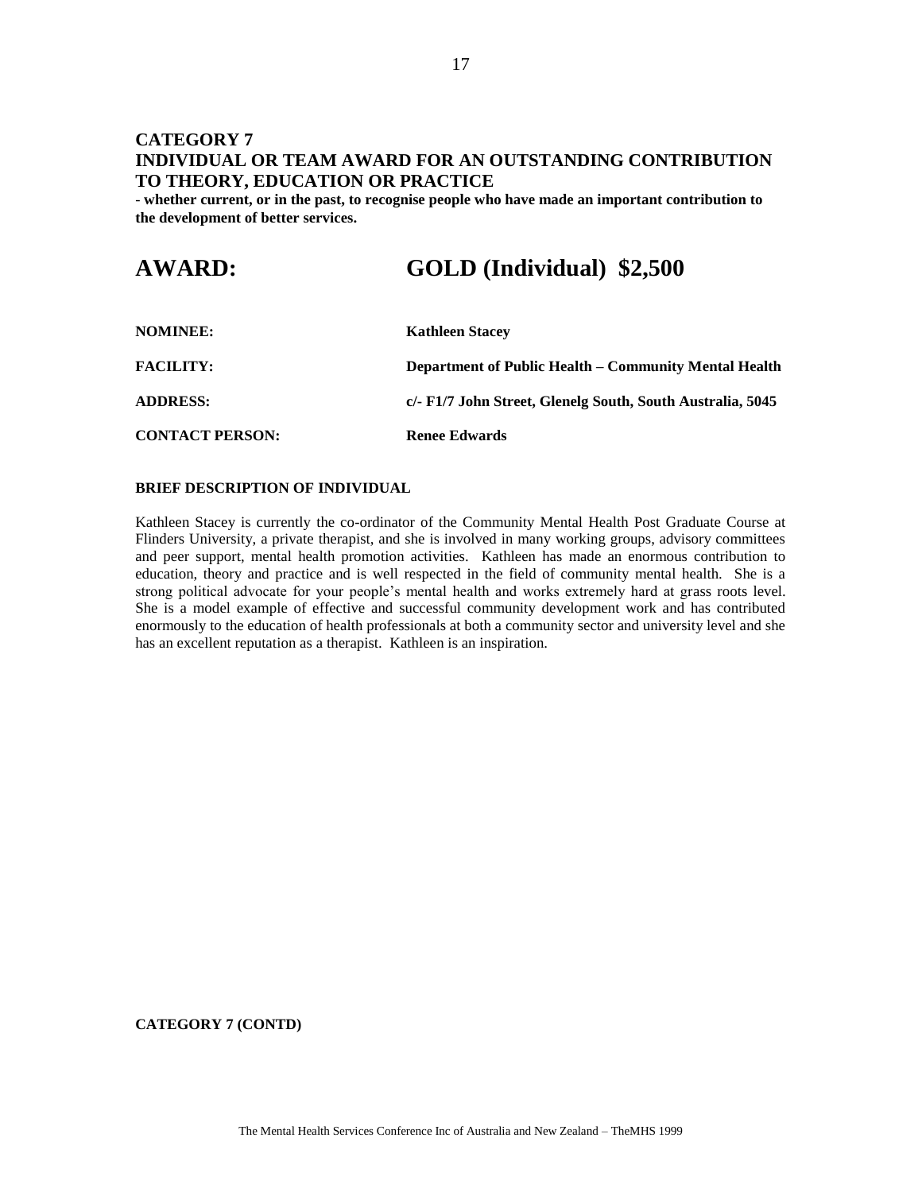## CATEGORY 7
## INDIVIDUAL OR TEAM AWARD FOR AN OUTSTANDING CONTRIBUTION TO THEORY, EDUCATION OR PRACTICE

**- whether current, or in the past, to recognise people who have made an important contribution to the development of better services.**

# AWARD: GOLD (Individual) $2,500

| | |
|---|---|
| **NOMINEE:** | **Kathleen Stacey** |
| **FACILITY:** | **Department of Public Health – Community Mental Health** |
| **ADDRESS:** | **c/- F1/7 John Street, Glenelg South, South Australia, 5045** |
| **CONTACT PERSON:** | **Renee Edwards** |

**BRIEF DESCRIPTION OF INDIVIDUAL**

Kathleen Stacey is currently the co-ordinator of the Community Mental Health Post Graduate Course at Flinders University, a private therapist, and she is involved in many working groups, advisory committees and peer support, mental health promotion activities. Kathleen has made an enormous contribution to education, theory and practice and is well respected in the field of community mental health. She is a strong political advocate for your people's mental health and works extremely hard at grass roots level. She is a model example of effective and successful community development work and has contributed enormously to the education of health professionals at both a community sector and university level and she has an excellent reputation as a therapist. Kathleen is an inspiration.

**CATEGORY 7 (CONTD)**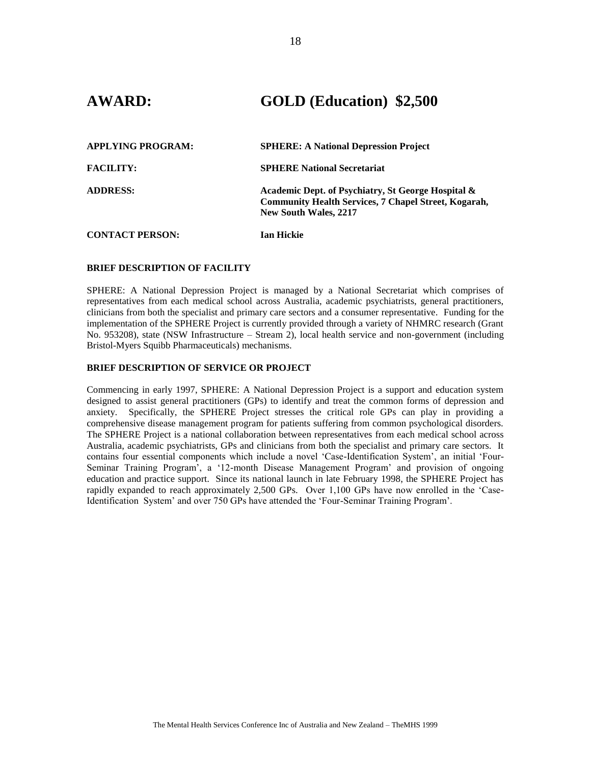# AWARD: GOLD (Education) $2,500

| | |
|---|---|
| **APPLYING PROGRAM:** | **SPHERE: A National Depression Project** |
| **FACILITY:** | **SPHERE National Secretariat** |
| **ADDRESS:** | **Academic Dept. of Psychiatry, St George Hospital & Community Health Services, 7 Chapel Street, Kogarah, New South Wales, 2217** |
| **CONTACT PERSON:** | **Ian Hickie** |

### BRIEF DESCRIPTION OF FACILITY

SPHERE: A National Depression Project is managed by a National Secretariat which comprises of representatives from each medical school across Australia, academic psychiatrists, general practitioners, clinicians from both the specialist and primary care sectors and a consumer representative. Funding for the implementation of the SPHERE Project is currently provided through a variety of NHMRC research (Grant No. 953208), state (NSW Infrastructure – Stream 2), local health service and non-government (including Bristol-Myers Squibb Pharmaceuticals) mechanisms.

### BRIEF DESCRIPTION OF SERVICE OR PROJECT

Commencing in early 1997, SPHERE: A National Depression Project is a support and education system designed to assist general practitioners (GPs) to identify and treat the common forms of depression and anxiety. Specifically, the SPHERE Project stresses the critical role GPs can play in providing a comprehensive disease management program for patients suffering from common psychological disorders. The SPHERE Project is a national collaboration between representatives from each medical school across Australia, academic psychiatrists, GPs and clinicians from both the specialist and primary care sectors. It contains four essential components which include a novel 'Case-Identification System', an initial 'Four-Seminar Training Program', a '12-month Disease Management Program' and provision of ongoing education and practice support. Since its national launch in late February 1998, the SPHERE Project has rapidly expanded to reach approximately 2,500 GPs. Over 1,100 GPs have now enrolled in the 'Case-Identification System' and over 750 GPs have attended the 'Four-Seminar Training Program'.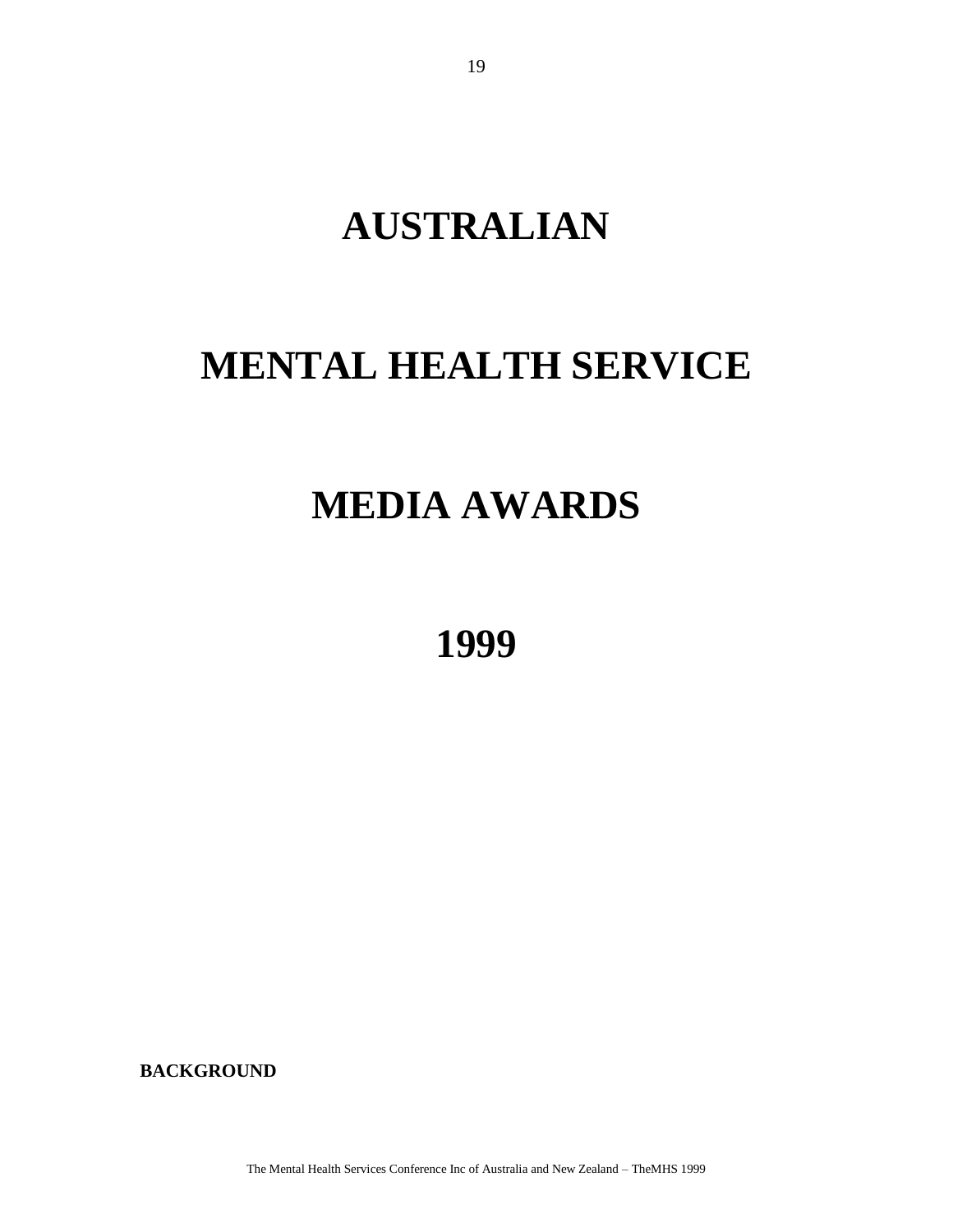# AUSTRALIAN

# MENTAL HEALTH SERVICE

# MEDIA AWARDS

# 1999

**BACKGROUND**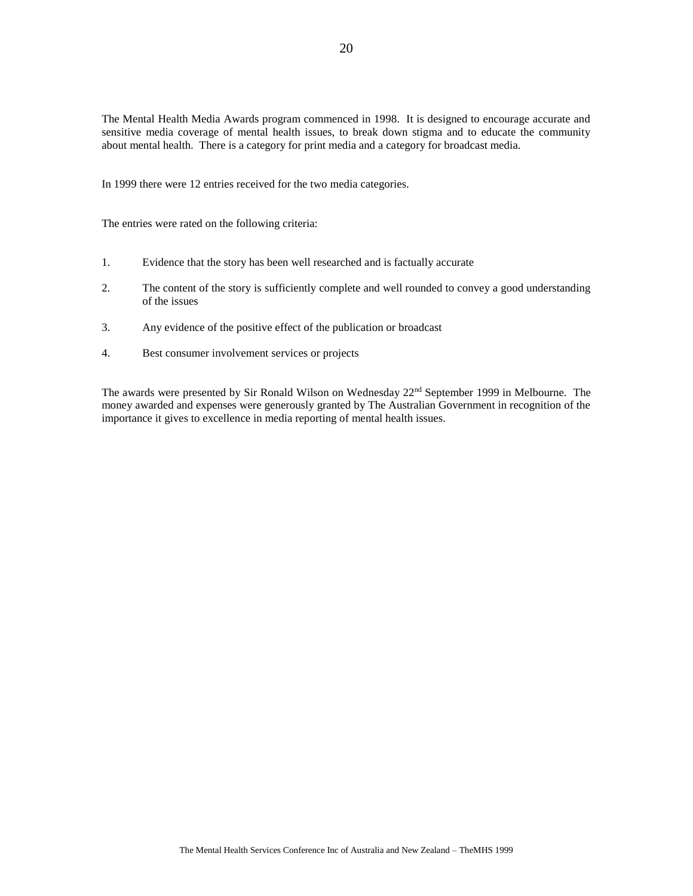The Mental Health Media Awards program commenced in 1998. It is designed to encourage accurate and sensitive media coverage of mental health issues, to break down stigma and to educate the community about mental health. There is a category for print media and a category for broadcast media.

In 1999 there were 12 entries received for the two media categories.

The entries were rated on the following criteria:

1. Evidence that the story has been well researched and is factually accurate
2. The content of the story is sufficiently complete and well rounded to convey a good understanding of the issues
3. Any evidence of the positive effect of the publication or broadcast
4. Best consumer involvement services or projects

The awards were presented by Sir Ronald Wilson on Wednesday 22nd September 1999 in Melbourne. The money awarded and expenses were generously granted by The Australian Government in recognition of the importance it gives to excellence in media reporting of mental health issues.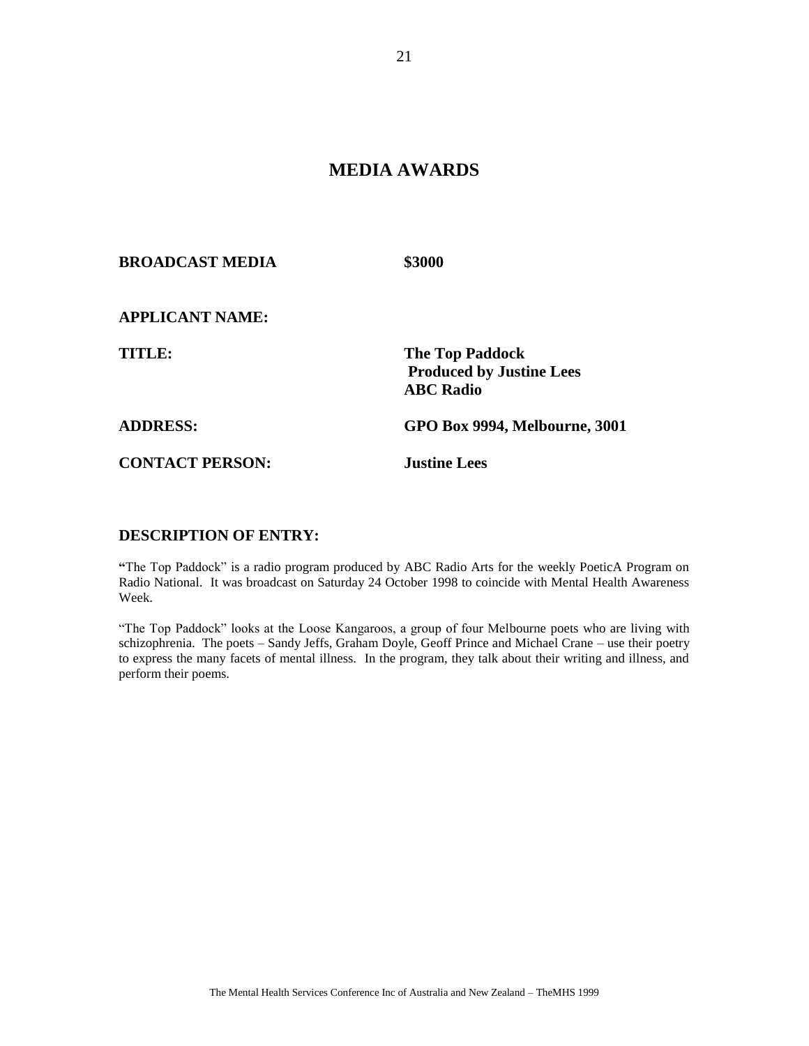## MEDIA AWARDS

**BROADCAST MEDIA** **$3000**

**APPLICANT NAME:**

**TITLE:** **The Top Paddock**
**Produced by Justine Lees**
**ABC Radio**

**ADDRESS:** **GPO Box 9994, Melbourne, 3001**

**CONTACT PERSON:** **Justine Lees**

### DESCRIPTION OF ENTRY:

"The Top Paddock" is a radio program produced by ABC Radio Arts for the weekly PoeticA Program on Radio National. It was broadcast on Saturday 24 October 1998 to coincide with Mental Health Awareness Week.

"The Top Paddock" looks at the Loose Kangaroos, a group of four Melbourne poets who are living with schizophrenia. The poets – Sandy Jeffs, Graham Doyle, Geoff Prince and Michael Crane – use their poetry to express the many facets of mental illness. In the program, they talk about their writing and illness, and perform their poems.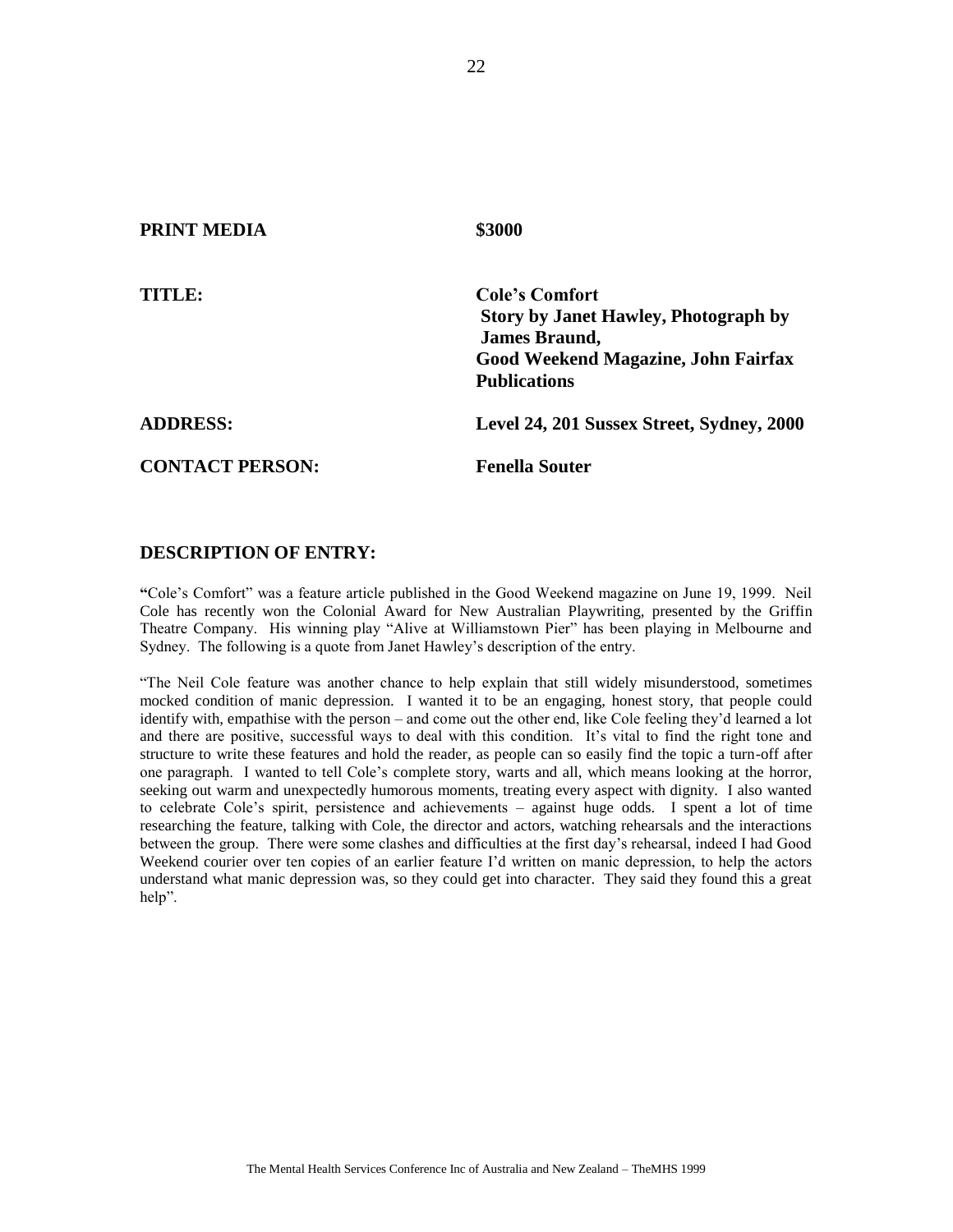| | |
|---|---|
| **PRINT MEDIA** | **$3000** |
| **TITLE:** | **Cole's Comfort**<br>**Story by Janet Hawley, Photograph by James Braund,**<br>**Good Weekend Magazine, John Fairfax Publications** |
| **ADDRESS:** | **Level 24, 201 Sussex Street, Sydney, 2000** |
| **CONTACT PERSON:** | **Fenella Souter** |

## DESCRIPTION OF ENTRY:

**"**Cole's Comfort" was a feature article published in the Good Weekend magazine on June 19, 1999. Neil Cole has recently won the Colonial Award for New Australian Playwriting, presented by the Griffin Theatre Company. His winning play "Alive at Williamstown Pier" has been playing in Melbourne and Sydney. The following is a quote from Janet Hawley's description of the entry.

"The Neil Cole feature was another chance to help explain that still widely misunderstood, sometimes mocked condition of manic depression. I wanted it to be an engaging, honest story, that people could identify with, empathise with the person – and come out the other end, like Cole feeling they'd learned a lot and there are positive, successful ways to deal with this condition. It's vital to find the right tone and structure to write these features and hold the reader, as people can so easily find the topic a turn-off after one paragraph. I wanted to tell Cole's complete story, warts and all, which means looking at the horror, seeking out warm and unexpectedly humorous moments, treating every aspect with dignity. I also wanted to celebrate Cole's spirit, persistence and achievements – against huge odds. I spent a lot of time researching the feature, talking with Cole, the director and actors, watching rehearsals and the interactions between the group. There were some clashes and difficulties at the first day's rehearsal, indeed I had Good Weekend courier over ten copies of an earlier feature I'd written on manic depression, to help the actors understand what manic depression was, so they could get into character. They said they found this a great help".